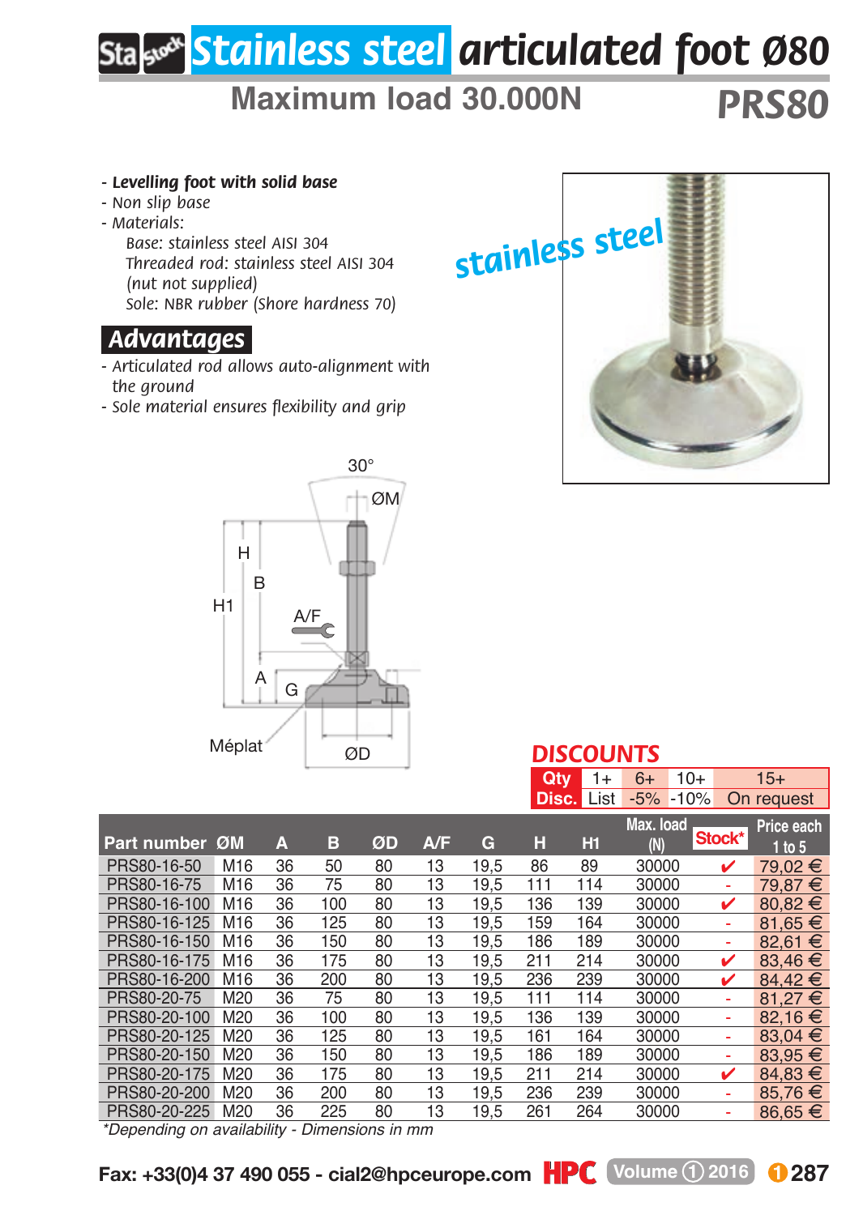# Stainless steel articulated foot Ø80

## Maximum load 30.000N

**PRS80**

- ***Levelling foot with solid base***
- *Non slip base*
- *Materials:*
  - *Base: stainless steel AISI 304*
  - *Threaded rod: stainless steel AISI 304 (nut not supplied)*
  - *Sole: NBR rubber (Shore hardness 70)*

## Advantages

- *Articulated rod allows auto-alignment with the ground*
- *Sole material ensures flexibility and grip*

30° ØM H B H1 A/F A G Méplat ØD

### DISCOUNTS

| Qty | 1+ | 6+ | 10+ | 15+ |
|---|---|---|---|---|
| Disc. | List | -5% | -10% | On request |

| Part number | ØM | A | B | ØD | A/F | G | H | H1 | Max. load (N) | Stock* | Price each 1 to 5 |
|---|---|---|---|---|---|---|---|---|---|---|---|
| PRS80-16-50 | M16 | 36 | 50 | 80 | 13 | 19,5 | 86 | 89 | 30000 | ✔ | 79,02 € |
| PRS80-16-75 | M16 | 36 | 75 | 80 | 13 | 19,5 | 111 | 114 | 30000 | - | 79,87 € |
| PRS80-16-100 | M16 | 36 | 100 | 80 | 13 | 19,5 | 136 | 139 | 30000 | ✔ | 80,82 € |
| PRS80-16-125 | M16 | 36 | 125 | 80 | 13 | 19,5 | 159 | 164 | 30000 | - | 81,65 € |
| PRS80-16-150 | M16 | 36 | 150 | 80 | 13 | 19,5 | 186 | 189 | 30000 | - | 82,61 € |
| PRS80-16-175 | M16 | 36 | 175 | 80 | 13 | 19,5 | 211 | 214 | 30000 | ✔ | 83,46 € |
| PRS80-16-200 | M16 | 36 | 200 | 80 | 13 | 19,5 | 236 | 239 | 30000 | ✔ | 84,42 € |
| PRS80-20-75 | M20 | 36 | 75 | 80 | 13 | 19,5 | 111 | 114 | 30000 | - | 81,27 € |
| PRS80-20-100 | M20 | 36 | 100 | 80 | 13 | 19,5 | 136 | 139 | 30000 | - | 82,16 € |
| PRS80-20-125 | M20 | 36 | 125 | 80 | 13 | 19,5 | 161 | 164 | 30000 | - | 83,04 € |
| PRS80-20-150 | M20 | 36 | 150 | 80 | 13 | 19,5 | 186 | 189 | 30000 | - | 83,95 € |
| PRS80-20-175 | M20 | 36 | 175 | 80 | 13 | 19,5 | 211 | 214 | 30000 | ✔ | 84,83 € |
| PRS80-20-200 | M20 | 36 | 200 | 80 | 13 | 19,5 | 236 | 239 | 30000 | - | 85,76 € |
| PRS80-20-225 | M20 | 36 | 225 | 80 | 13 | 19,5 | 261 | 264 | 30000 | - | 86,65 € |

*\*Depending on availability - Dimensions in mm*

Fax: +33(0)4 37 490 055 - cial2@hpceurope.com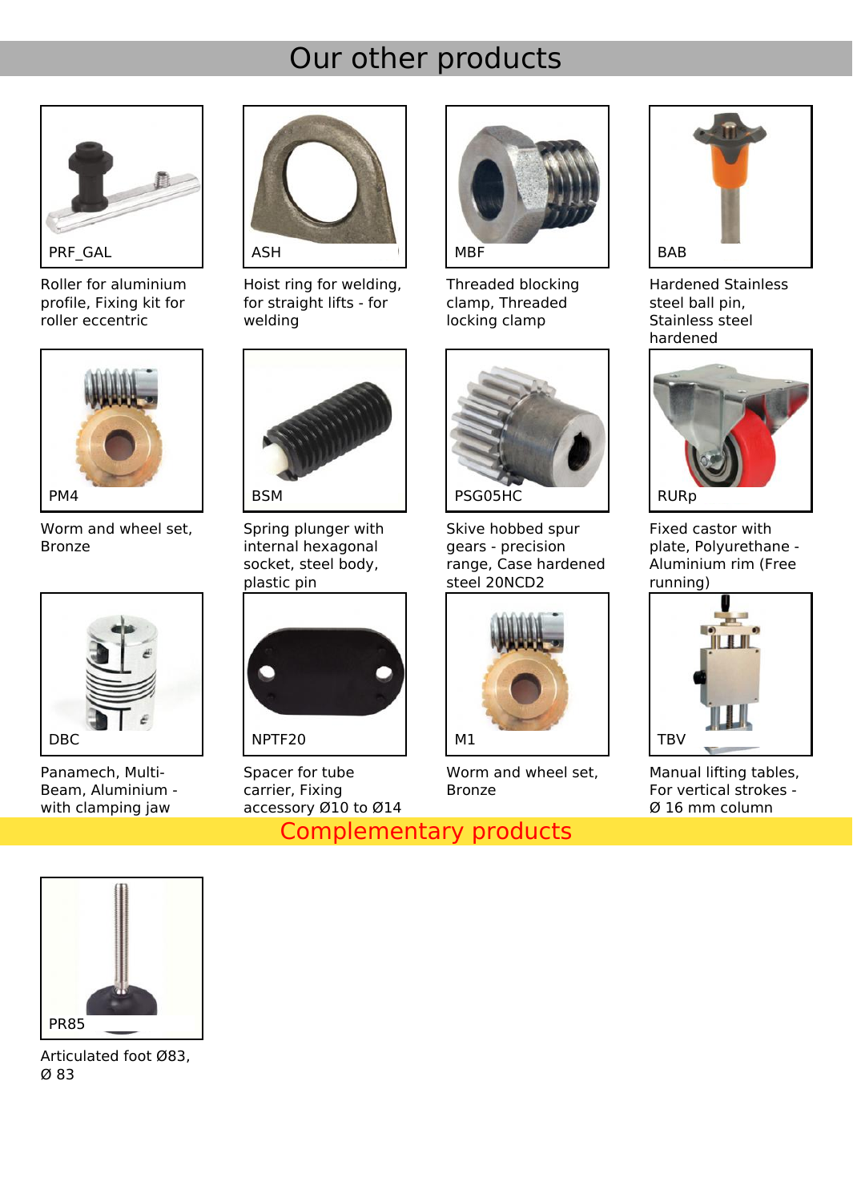# Our other products

PRF_GAL

Roller for aluminium profile, Fixing kit for roller eccentric

ASH

Hoist ring for welding, for straight lifts - for welding

MBF

Threaded blocking clamp, Threaded locking clamp

BAB

Hardened Stainless steel ball pin, Stainless steel hardened

PM4

Worm and wheel set, Bronze

BSM

Spring plunger with internal hexagonal socket, steel body, plastic pin

PSG05HC

Skive hobbed spur gears - precision range, Case hardened steel 20NCD2

RURp

Fixed castor with plate, Polyurethane - Aluminium rim (Free running)

DBC

Panamech, Multi-Beam, Aluminium - with clamping jaw

NPTF20

Spacer for tube carrier, Fixing accessory Ø10 to Ø14

M1

Worm and wheel set, Bronze

TBV

Manual lifting tables, For vertical strokes - Ø 16 mm column

# Complementary products

PR85

Articulated foot Ø83, Ø 83